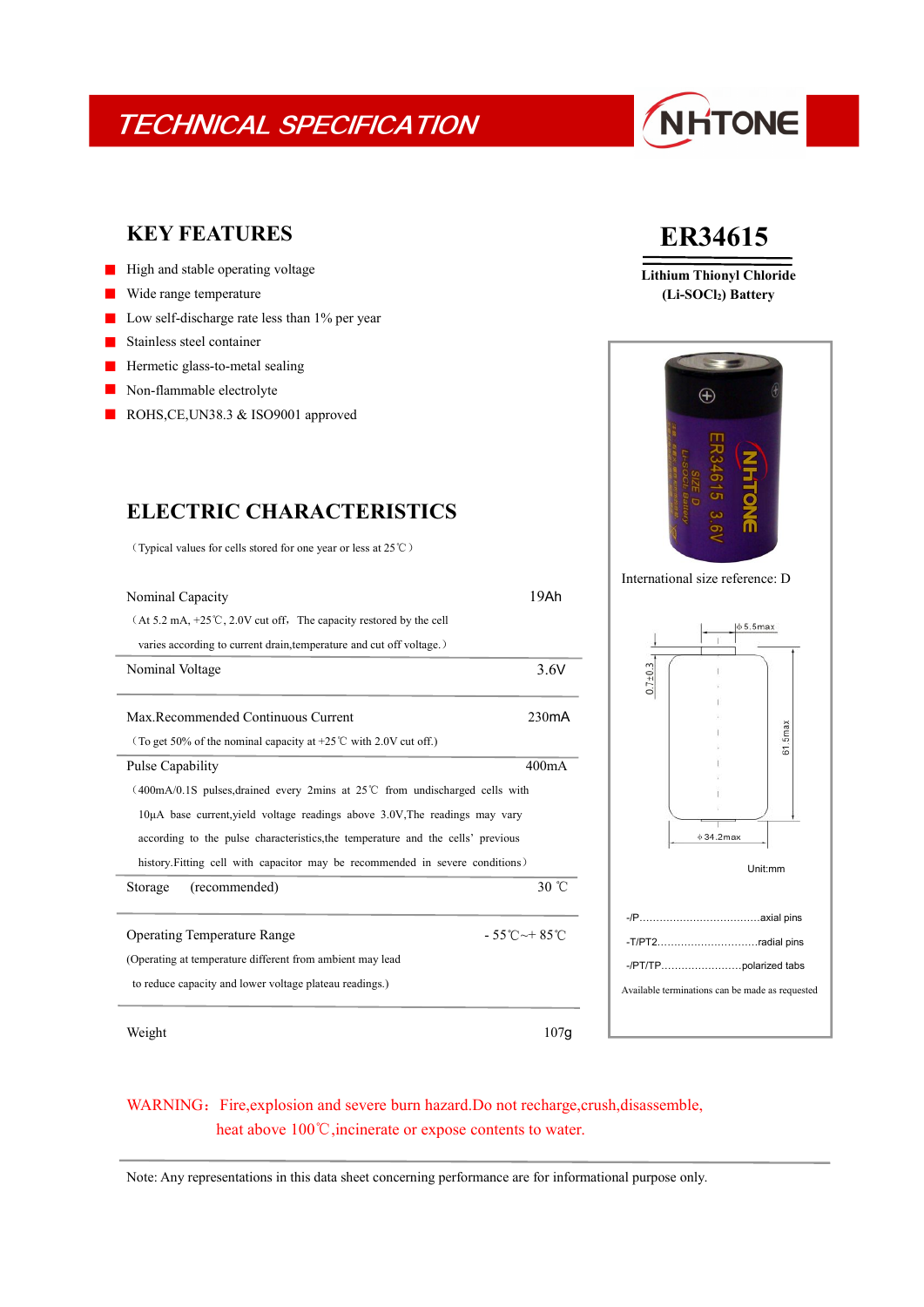# TECHNICAL SPECIFICATION

NHTONE

## KEY FEATURES

- High and stable operating voltage
- Wide range temperature
- Low self-discharge rate less than 1% per year
- Stainless steel container
- Hermetic glass-to-metal sealing
- Non-flammable electrolyte
- ROHS,CE,UN38.3 & ISO9001 approved

# ER34615

**Lithium Thionyl Chloride**
**(Li-$SOCl_2$) Battery**

International size reference: D

Unit:mm

-/P……………………………axial pins

-T/PT2………………………radial pins

-/PT/TP……………………polarized tabs

Available terminations can be made as requested

## ELECTRIC CHARACTERISTICS

（Typical values for cells stored for one year or less at 25℃）

| Characteristic | Value |
|---|---|
| Nominal Capacity<br>（At 5.2 mA, +25℃, 2.0V cut off，The capacity restored by the cell varies according to current drain,temperature and cut off voltage.） | 19Ah |
| Nominal Voltage | 3.6V |
| Max.Recommended Continuous Current<br>（To get 50% of the nominal capacity at +25℃ with 2.0V cut off.) | 230mA |
| Pulse Capability<br>（400mA/0.1S pulses,drained every 2mins at 25℃ from undischarged cells with 10µA base current,yield voltage readings above 3.0V,The readings may vary according to the pulse characteristics,the temperature and the cells' previous history.Fitting cell with capacitor may be recommended in severe conditions） | 400mA |
| Storage (recommended) | 30 ℃ |
| Operating Temperature Range<br>(Operating at temperature different from ambient may lead to reduce capacity and lower voltage plateau readings.) | - 55℃~+ 85℃ |
| Weight | 107g |

WARNING：Fire,explosion and severe burn hazard.Do not recharge,crush,disassemble, heat above 100℃,incinerate or expose contents to water.

Note: Any representations in this data sheet concerning performance are for informational purpose only.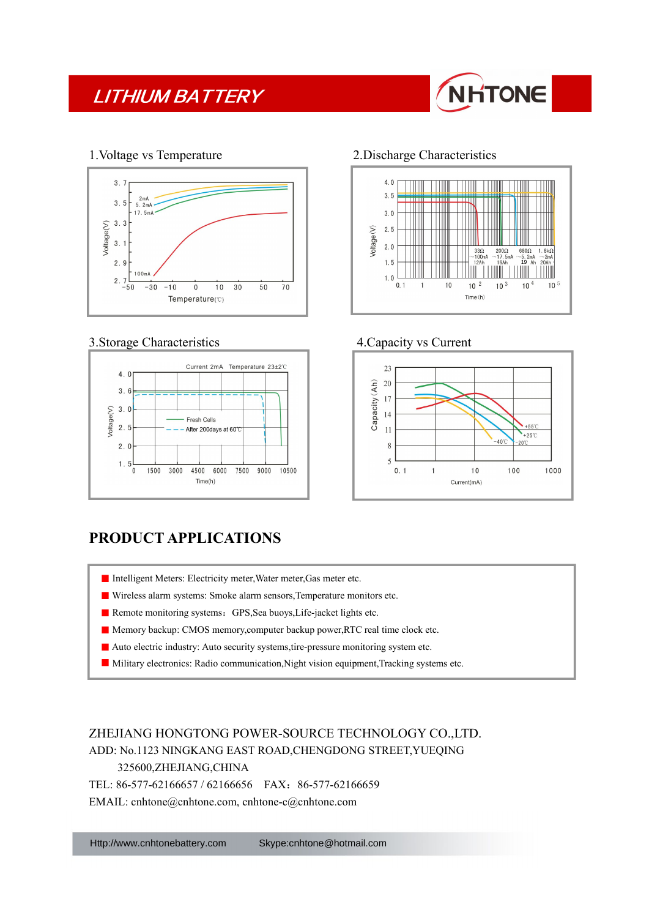## 1.Voltage vs Temperature

3.7
3.5
3.3
3.1
2.9
2.7
Voltage(V)
2mA
5.2mA
17.5mA
100mA
-50 -30 -10 0 10 30 50 70
Temperature(℃)

## 2.Discharge Characteristics

4.0
3.5
3.0
2.5
2.0
1.5
1.0
Voltage(V)
33Ω ~100mA 12Ah
200Ω ~17.5mA 16Ah
680Ω ~5.2mA 19Ah
1.8kΩ ~2mA 20Ah
0.1 1 10 $10^2$ $10^3$ $10^4$ $10^5$
Time(h)

## 3.Storage Characteristics

Current 2mA Temperature 23±2℃
4.0
3.6
3.0
2.5
2.0
1.5
Voltage(V)
Fresh Cells
After 200days at 60℃
0 1500 3000 4500 6000 7500 9000 10500
Time(h)

## 4.Capacity vs Current

23
20
17
14
11
8
5
Capacity(Ah)
+55℃
+25℃
-40℃
-20℃
0.1 1 10 100 1000
Current(mA)

## PRODUCT APPLICATIONS

- Intelligent Meters: Electricity meter,Water meter,Gas meter etc.
- Wireless alarm systems: Smoke alarm sensors,Temperature monitors etc.
- Remote monitoring systems：GPS,Sea buoys,Life-jacket lights etc.
- Memory backup: CMOS memory,computer backup power,RTC real time clock etc.
- Auto electric industry: Auto security systems,tire-pressure monitoring system etc.
- Military electronics: Radio communication,Night vision equipment,Tracking systems etc.

ZHEJIANG HONGTONG POWER-SOURCE TECHNOLOGY CO.,LTD.
ADD: No.1123 NINGKANG EAST ROAD,CHENGDONG STREET,YUEQING
325600,ZHEJIANG,CHINA
TEL: 86-577-62166657 / 62166656 FAX：86-577-62166659
EMAIL: cnhtone@cnhtone.com, cnhtone-c@cnhtone.com

Http://www.cnhtonebattery.com Skype:cnhtone@hotmail.com